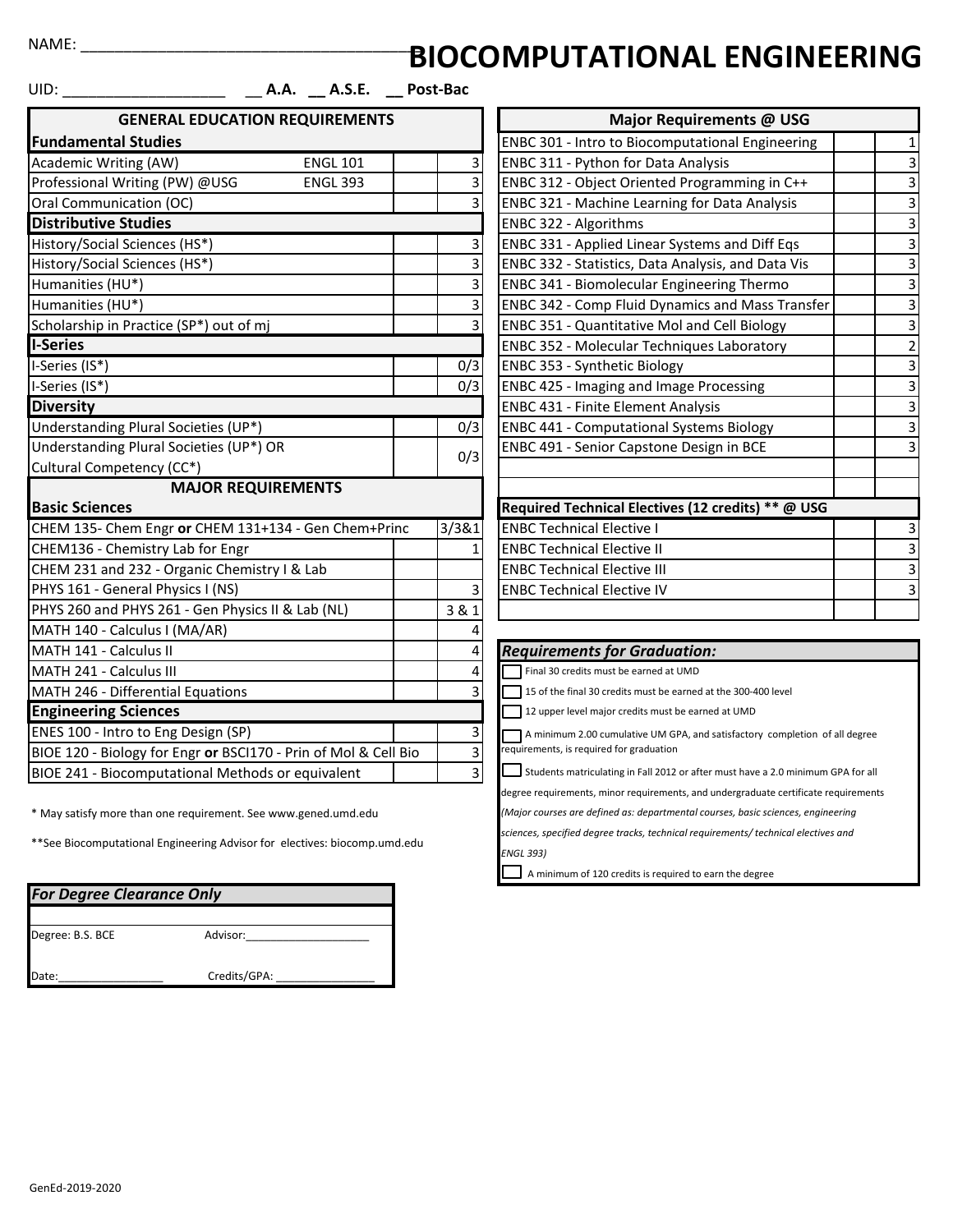NAME: ____________________________________ **BIOCOMPUTATIONAL ENGINEERING**

UID: ___________________ __ **A.A.** __ **A.S.E.** __ **Post-Bac**

| GENERAL EDUCATION REQUIREMENTS | | | |
|---|---|---|---|
| **Fundamental Studies** | | | |
| Academic Writing (AW) | ENGL 101 | | 3 |
| Professional Writing (PW) @USG | ENGL 393 | | 3 |
| Oral Communication (OC) | | | 3 |
| **Distributive Studies** | | | |
| History/Social Sciences (HS*) | | | 3 |
| History/Social Sciences (HS*) | | | 3 |
| Humanities (HU*) | | | 3 |
| Humanities (HU*) | | | 3 |
| Scholarship in Practice (SP*) out of mj | | | 3 |
| **I-Series** | | | |
| I-Series (IS*) | | | 0/3 |
| I-Series (IS*) | | | 0/3 |
| **Diversity** | | | |
| Understanding Plural Societies (UP*) | | | 0/3 |
| Understanding Plural Societies (UP*) OR Cultural Competency (CC*) | | | 0/3 |

| MAJOR REQUIREMENTS | | |
|---|---|---|
| **Basic Sciences** | | |
| CHEM 135- Chem Engr **or** CHEM 131+134 - Gen Chem+Princ | 3/3&1 | |
| CHEM136 - Chemistry Lab for Engr | | 1 |
| CHEM 231 and 232 - Organic Chemistry I & Lab | | |
| PHYS 161 - General Physics I (NS) | | 3 |
| PHYS 260 and PHYS 261 - Gen Physics II & Lab (NL) | 3 & 1 | |
| MATH 140 - Calculus I (MA/AR) | | 4 |
| MATH 141 - Calculus II | | 4 |
| MATH 241 - Calculus III | | 4 |
| MATH 246 - Differential Equations | | 3 |
| **Engineering Sciences** | | |
| ENES 100 - Intro to Eng Design (SP) | | 3 |
| BIOE 120 - Biology for Engr **or** BSCI170 - Prin of Mol & Cell Bio | | 3 |
| BIOE 241 - Biocomputational Methods or equivalent | | 3 |

\* May satisfy more than one requirement. See www.gened.umd.edu

\*\*See Biocomputational Engineering Advisor for electives: biocomp.umd.edu

| Major Requirements @ USG | | |
|---|---|---|
| ENBC 301 - Intro to Biocomputational Engineering | | 1 |
| ENBC 311 - Python for Data Analysis | | 3 |
| ENBC 312 - Object Oriented Programming in C++ | | 3 |
| ENBC 321 - Machine Learning for Data Analysis | | 3 |
| ENBC 322 - Algorithms | | 3 |
| ENBC 331 - Applied Linear Systems and Diff Eqs | | 3 |
| ENBC 332 - Statistics, Data Analysis, and Data Vis | | 3 |
| ENBC 341 - Biomolecular Engineering Thermo | | 3 |
| ENBC 342 - Comp Fluid Dynamics and Mass Transfer | | 3 |
| ENBC 351 - Quantitative Mol and Cell Biology | | 3 |
| ENBC 352 - Molecular Techniques Laboratory | | 2 |
| ENBC 353 - Synthetic Biology | | 3 |
| ENBC 425 - Imaging and Image Processing | | 3 |
| ENBC 431 - Finite Element Analysis | | 3 |
| ENBC 441 - Computational Systems Biology | | 3 |
| ENBC 491 - Senior Capstone Design in BCE | | 3 |
| | | |
| | | |

| Required Technical Electives (12 credits) ** @ USG | | |
|---|---|---|
| ENBC Technical Elective I | | 3 |
| ENBC Technical Elective II | | 3 |
| ENBC Technical Elective III | | 3 |
| ENBC Technical Elective IV | | 3 |
| | | |

***Requirements for Graduation:***

- ☐ Final 30 credits must be earned at UMD
- ☐ 15 of the final 30 credits must be earned at the 300-400 level
- ☐ 12 upper level major credits must be earned at UMD
- ☐ A minimum 2.00 cumulative UM GPA, and satisfactory completion of all degree requirements, is required for graduation
- ☐ Students matriculating in Fall 2012 or after must have a 2.0 minimum GPA for all degree requirements, minor requirements, and undergraduate certificate requirements *(Major courses are defined as: departmental courses, basic sciences, engineering sciences, specified degree tracks, technical requirements/ technical electives and ENGL 393)*
- ☐ A minimum of 120 credits is required to earn the degree

***For Degree Clearance Only***

Degree: B.S. BCE  Advisor:____________________

Date:________________  Credits/GPA: ________________

GenEd-2019-2020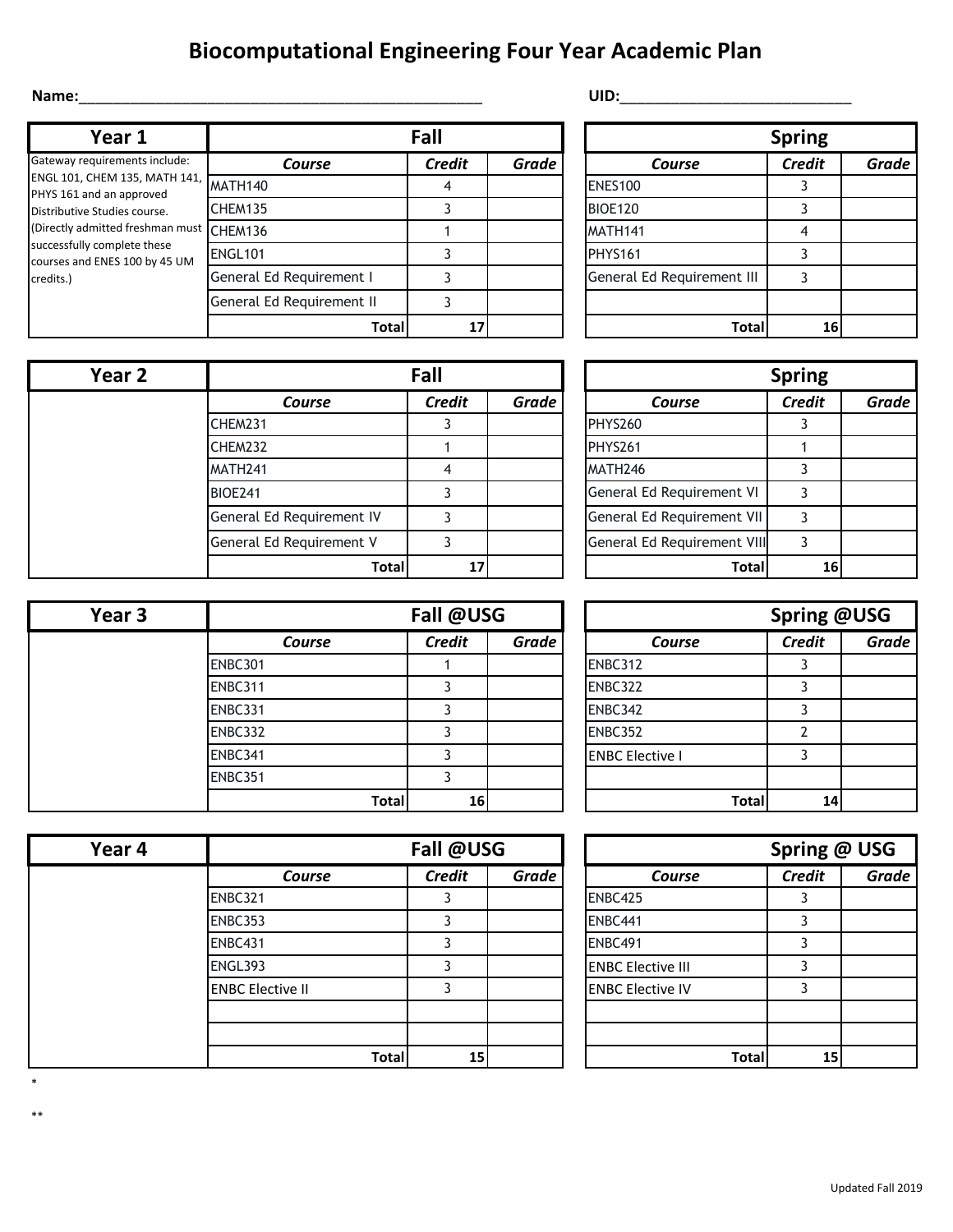# Biocomputational Engineering Four Year Academic Plan

**Name:**___________________________________________________ **UID:**____________________________

| Year 1 | Fall | | | Spring | | |
|---|---|---|---|---|---|---|
| Gateway requirements include: ENGL 101, CHEM 135, MATH 141, PHYS 161 and an approved Distributive Studies course. (Directly admitted freshman must successfully complete these courses and ENES 100 by 45 UM credits.) | ***Course*** | ***Credit*** | ***Grade*** | ***Course*** | ***Credit*** | ***Grade*** |
| | MATH140 | 4 | | ENES100 | 3 | |
| | CHEM135 | 3 | | BIOE120 | 3 | |
| | CHEM136 | 1 | | MATH141 | 4 | |
| | ENGL101 | 3 | | PHYS161 | 3 | |
| | General Ed Requirement I | 3 | | General Ed Requirement III | 3 | |
| | General Ed Requirement II | 3 | | | | |
| | **Total** | **17** | | **Total** | **16** | |

| Year 2 | Fall | | | Spring | | |
|---|---|---|---|---|---|---|
| | ***Course*** | ***Credit*** | ***Grade*** | ***Course*** | ***Credit*** | ***Grade*** |
| | CHEM231 | 3 | | PHYS260 | 3 | |
| | CHEM232 | 1 | | PHYS261 | 1 | |
| | MATH241 | 4 | | MATH246 | 3 | |
| | BIOE241 | 3 | | General Ed Requirement VI | 3 | |
| | General Ed Requirement IV | 3 | | General Ed Requirement VII | 3 | |
| | General Ed Requirement V | 3 | | General Ed Requirement VIII | 3 | |
| | **Total** | **17** | | **Total** | **16** | |

| Year 3 | Fall @USG | | | Spring @USG | | |
|---|---|---|---|---|---|---|
| | ***Course*** | ***Credit*** | ***Grade*** | ***Course*** | ***Credit*** | ***Grade*** |
| | ENBC301 | 1 | | ENBC312 | 3 | |
| | ENBC311 | 3 | | ENBC322 | 3 | |
| | ENBC331 | 3 | | ENBC342 | 3 | |
| | ENBC332 | 3 | | ENBC352 | 2 | |
| | ENBC341 | 3 | | ENBC Elective I | 3 | |
| | ENBC351 | 3 | | | | |
| | **Total** | **16** | | **Total** | **14** | |

| Year 4 | Fall @USG | | | Spring @ USG | | |
|---|---|---|---|---|---|---|
| | ***Course*** | ***Credit*** | ***Grade*** | ***Course*** | ***Credit*** | ***Grade*** |
| | ENBC321 | 3 | | ENBC425 | 3 | |
| | ENBC353 | 3 | | ENBC441 | 3 | |
| | ENBC431 | 3 | | ENBC491 | 3 | |
| | ENGL393 | 3 | | ENBC Elective III | 3 | |
| | ENBC Elective II | 3 | | ENBC Elective IV | 3 | |
| | | | | | | |
| | | | | | | |
| | **Total** | **15** | | **Total** | **15** | |

*

**

Updated Fall 2019